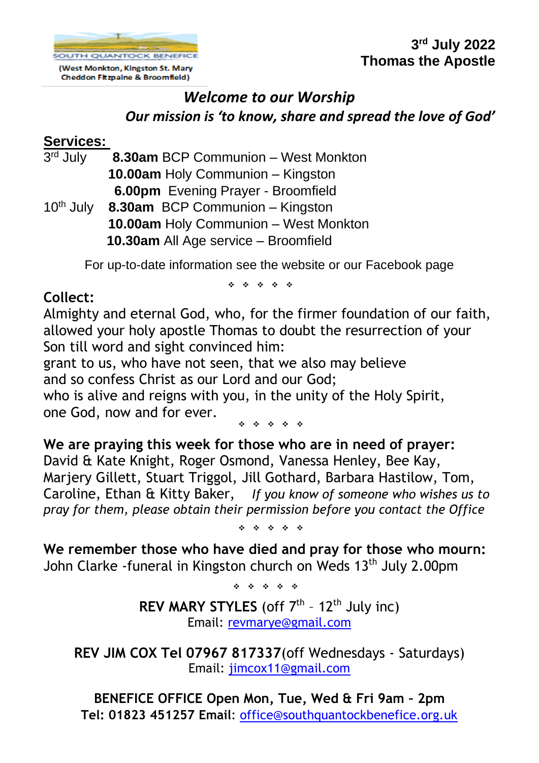SOUTH QUANTOCK BENEFICE
(West Monkton, Kingston St. Mary
Cheddon Fitzpaine & Broomfield)

**3rd July 2022**
**Thomas the Apostle**

# *Welcome to our Worship*

***Our mission is 'to know, share and spread the love of God'***

## Services:

3rd July **8.30am** BCP Communion – West Monkton
**10.00am** Holy Communion – Kingston
**6.00pm** Evening Prayer - Broomfield

10th July **8.30am** BCP Communion – Kingston
**10.00am** Holy Communion – West Monkton
**10.30am** All Age service – Broomfield

For up-to-date information see the website or our Facebook page

❖ ❖ ❖ ❖ ❖

**Collect:**

Almighty and eternal God, who, for the firmer foundation of our faith, allowed your holy apostle Thomas to doubt the resurrection of your Son till word and sight convinced him:
grant to us, who have not seen, that we also may believe
and so confess Christ as our Lord and our God;
who is alive and reigns with you, in the unity of the Holy Spirit,
one God, now and for ever.

❖ ❖ ❖ ❖ ❖

**We are praying this week for those who are in need of prayer:**
David & Kate Knight, Roger Osmond, Vanessa Henley, Bee Kay, Marjery Gillett, Stuart Triggol, Jill Gothard, Barbara Hastilow, Tom, Caroline, Ethan & Kitty Baker, *If you know of someone who wishes us to pray for them, please obtain their permission before you contact the Office*

❖ ❖ ❖ ❖ ❖

**We remember those who have died and pray for those who mourn:**
John Clarke -funeral in Kingston church on Weds 13th July 2.00pm

❖ ❖ ❖ ❖ ❖

**REV MARY STYLES** (off 7th – 12th July inc)
Email: revmarye@gmail.com

**REV JIM COX Tel 07967 817337**(off Wednesdays - Saturdays)
Email: jimcox11@gmail.com

**BENEFICE OFFICE Open Mon, Tue, Wed & Fri 9am – 2pm**
**Tel: 01823 451257 Email:** office@southquantockbenefice.org.uk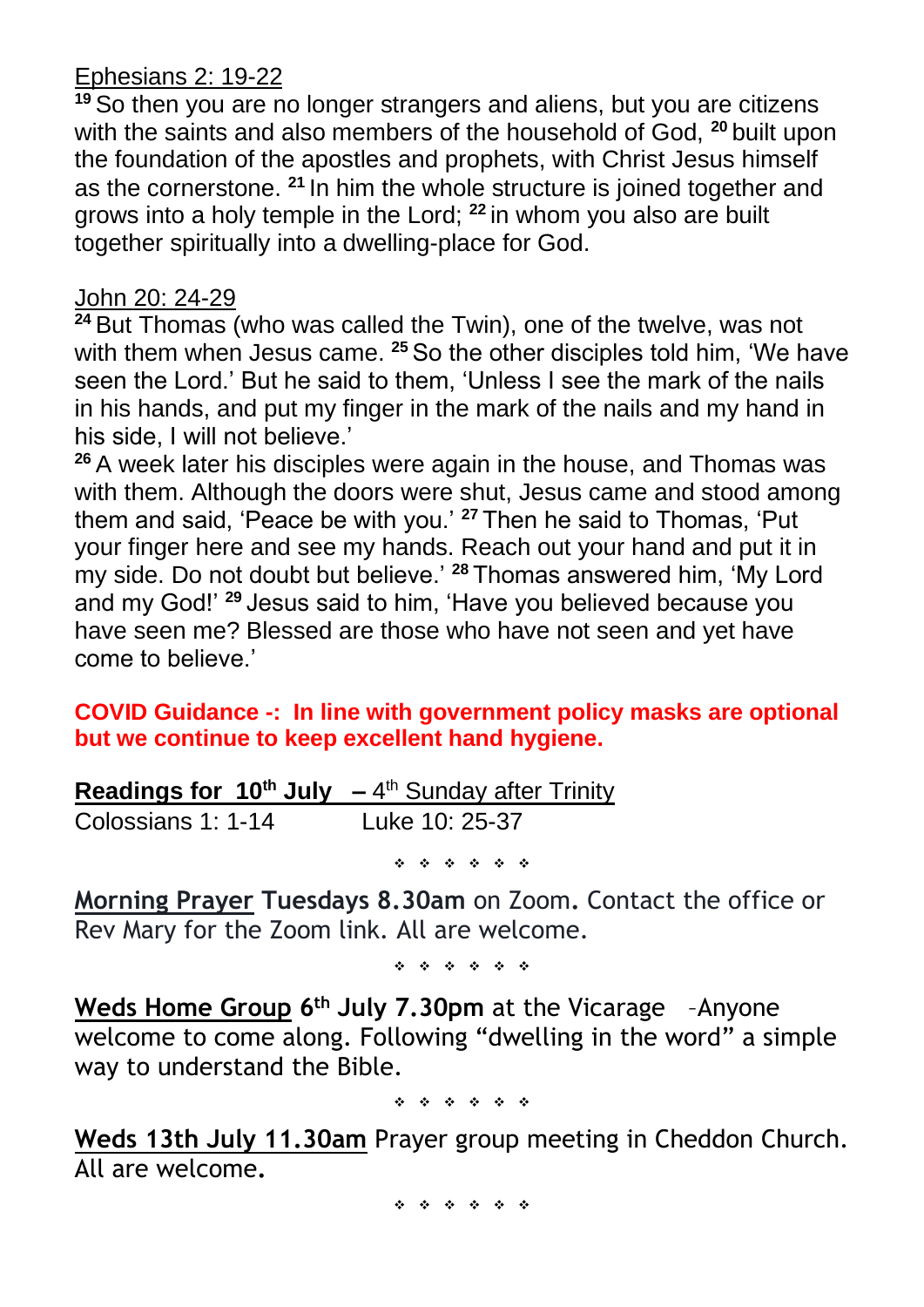Ephesians 2: 19-22

[19] So then you are no longer strangers and aliens, but you are citizens with the saints and also members of the household of God, [20] built upon the foundation of the apostles and prophets, with Christ Jesus himself as the cornerstone. [21] In him the whole structure is joined together and grows into a holy temple in the Lord; [22] in whom you also are built together spiritually into a dwelling-place for God.

John 20: 24-29

[24] But Thomas (who was called the Twin), one of the twelve, was not with them when Jesus came. [25] So the other disciples told him, 'We have seen the Lord.' But he said to them, 'Unless I see the mark of the nails in his hands, and put my finger in the mark of the nails and my hand in his side, I will not believe.'

[26] A week later his disciples were again in the house, and Thomas was with them. Although the doors were shut, Jesus came and stood among them and said, 'Peace be with you.' [27] Then he said to Thomas, 'Put your finger here and see my hands. Reach out your hand and put it in my side. Do not doubt but believe.' [28] Thomas answered him, 'My Lord and my God!' [29] Jesus said to him, 'Have you believed because you have seen me? Blessed are those who have not seen and yet have come to believe.'

**COVID Guidance -: In line with government policy masks are optional but we continue to keep excellent hand hygiene.**

**Readings for 10th July** – 4th Sunday after Trinity

Colossians 1: 1-14 Luke 10: 25-37

❖ ❖ ❖ ❖ ❖ ❖

**Morning Prayer Tuesdays 8.30am** on Zoom**.** Contact the office or Rev Mary for the Zoom link. All are welcome.

❖ ❖ ❖ ❖ ❖ ❖

**Weds Home Group 6th July 7.30pm** at the Vicarage –Anyone welcome to come along. Following "dwelling in the word" a simple way to understand the Bible.

❖ ❖ ❖ ❖ ❖ ❖

**Weds 13th July 11.30am** Prayer group meeting in Cheddon Church. All are welcome**.**

❖ ❖ ❖ ❖ ❖ ❖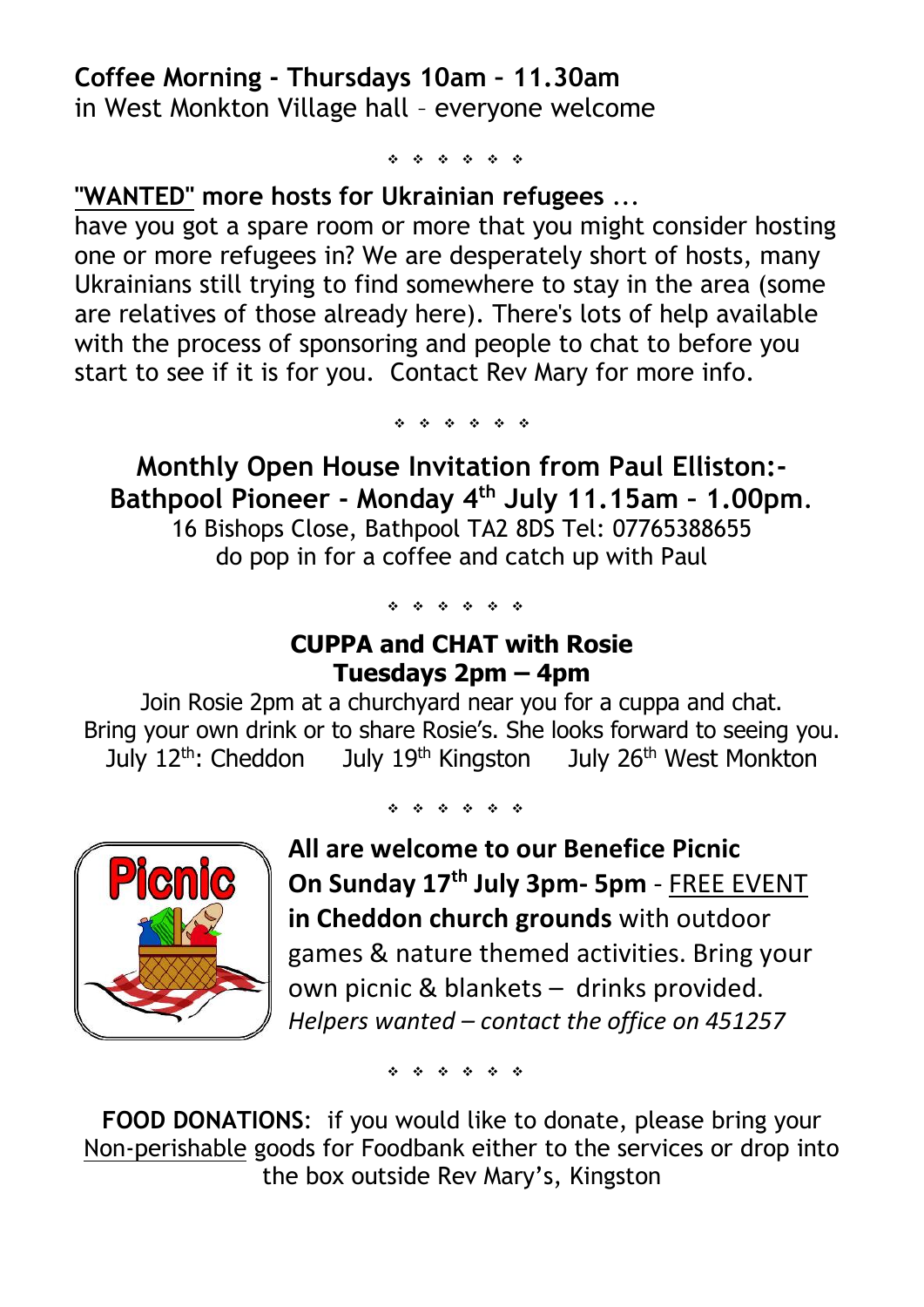**Coffee Morning - Thursdays 10am – 11.30am**
in West Monkton Village hall – everyone welcome

❖ ❖ ❖ ❖ ❖ ❖

**"WANTED" more hosts for Ukrainian refugees** ...
have you got a spare room or more that you might consider hosting one or more refugees in? We are desperately short of hosts, many Ukrainians still trying to find somewhere to stay in the area (some are relatives of those already here). There's lots of help available with the process of sponsoring and people to chat to before you start to see if it is for you. Contact Rev Mary for more info.

❖ ❖ ❖ ❖ ❖ ❖

**Monthly Open House Invitation from Paul Elliston:-**
**Bathpool Pioneer - Monday 4th July 11.15am – 1.00pm.**
16 Bishops Close, Bathpool TA2 8DS Tel: 07765388655
do pop in for a coffee and catch up with Paul

❖ ❖ ❖ ❖ ❖ ❖

**CUPPA and CHAT with Rosie**
**Tuesdays 2pm – 4pm**
Join Rosie 2pm at a churchyard near you for a cuppa and chat.
Bring your own drink or to share Rosie's. She looks forward to seeing you.
July 12th: Cheddon July 19th Kingston July 26th West Monkton

❖ ❖ ❖ ❖ ❖ ❖

**All are welcome to our Benefice Picnic**
**On Sunday 17th July 3pm- 5pm** - FREE EVENT **in Cheddon church grounds** with outdoor games & nature themed activities. Bring your own picnic & blankets – drinks provided.
*Helpers wanted – contact the office on 451257*

❖ ❖ ❖ ❖ ❖ ❖

**FOOD DONATIONS**: if you would like to donate, please bring your Non-perishable goods for Foodbank either to the services or drop into the box outside Rev Mary's, Kingston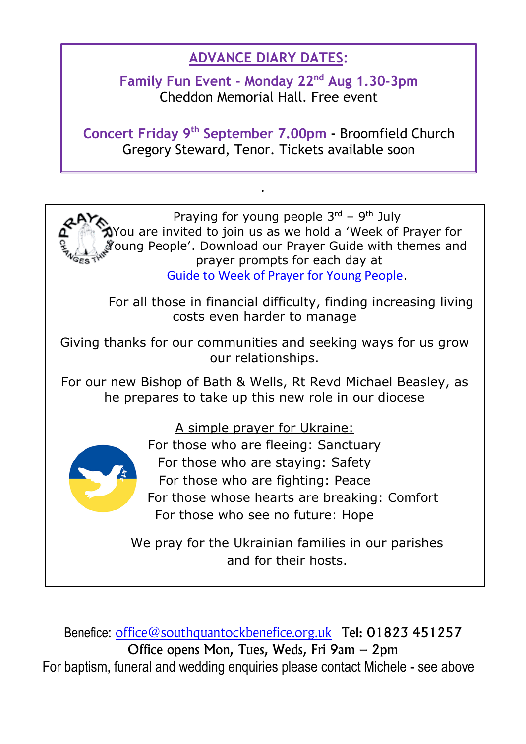## ADVANCE DIARY DATES:

**Family Fun Event - Monday 22nd Aug 1.30-3pm**
Cheddon Memorial Hall. Free event

**Concert Friday 9th September 7.00pm** - Broomfield Church
Gregory Steward, Tenor. Tickets available soon

.

Praying for young people 3rd – 9th July
You are invited to join us as we hold a 'Week of Prayer for Young People'. Download our Prayer Guide with themes and prayer prompts for each day at
[Guide to Week of Prayer for Young People].

For all those in financial difficulty, finding increasing living costs even harder to manage

Giving thanks for our communities and seeking ways for us grow our relationships.

For our new Bishop of Bath & Wells, Rt Revd Michael Beasley, as he prepares to take up this new role in our diocese

A simple prayer for Ukraine:

For those who are fleeing: Sanctuary
For those who are staying: Safety
For those who are fighting: Peace
For those whose hearts are breaking: Comfort
For those who see no future: Hope

We pray for the Ukrainian families in our parishes and for their hosts.

Benefice: office@southquantockbenefice.org.uk Tel: 01823 451257
Office opens Mon, Tues, Weds, Fri 9am – 2pm
For baptism, funeral and wedding enquiries please contact Michele - see above